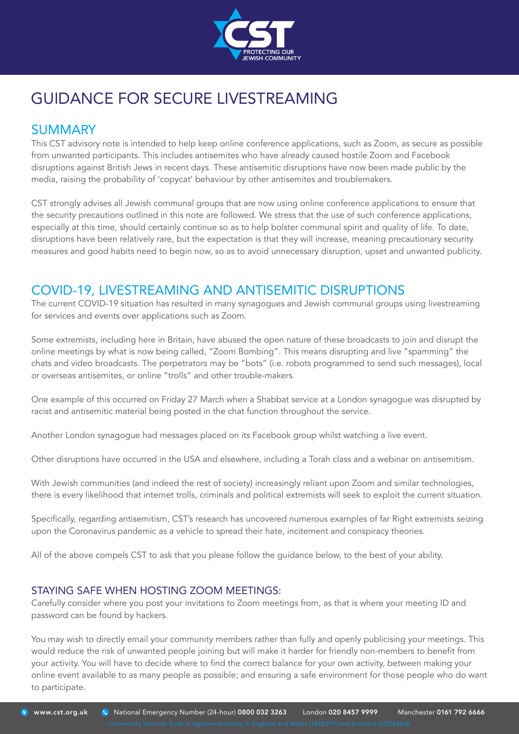# GUIDANCE FOR SECURE LIVESTREAMING

## SUMMARY

This CST advisory note is intended to help keep online conference applications, such as Zoom, as secure as possible from unwanted participants. This includes antisemites who have already caused hostile Zoom and Facebook disruptions against British Jews in recent days. These antisemitic disruptions have now been made public by the media, raising the probability of 'copycat' behaviour by other antisemites and troublemakers.

CST strongly advises all Jewish communal groups that are now using online conference applications to ensure that the security precautions outlined in this note are followed. We stress that the use of such conference applications, especially at this time, should certainly continue so as to help bolster communal spirit and quality of life. To date, disruptions have been relatively rare, but the expectation is that they will increase, meaning precautionary security measures and good habits need to begin now, so as to avoid unnecessary disruption, upset and unwanted publicity.

## COVID-19, LIVESTREAMING AND ANTISEMITIC DISRUPTIONS

The current COVID-19 situation has resulted in many synagogues and Jewish communal groups using livestreaming for services and events over applications such as Zoom.

Some extremists, including here in Britain, have abused the open nature of these broadcasts to join and disrupt the online meetings by what is now being called, "Zoom Bombing". This means disrupting and live "spamming" the chats and video broadcasts. The perpetrators may be "bots" (i.e. robots programmed to send such messages), local or overseas antisemites, or online "trolls" and other trouble-makers.

One example of this occurred on Friday 27 March when a Shabbat service at a London synagogue was disrupted by racist and antisemitic material being posted in the chat function throughout the service.

Another London synagogue had messages placed on its Facebook group whilst watching a live event.

Other disruptions have occurred in the USA and elsewhere, including a Torah class and a webinar on antisemitism.

With Jewish communities (and indeed the rest of society) increasingly reliant upon Zoom and similar technologies, there is every likelihood that internet trolls, criminals and political extremists will seek to exploit the current situation.

Specifically, regarding antisemitism, CST's research has uncovered numerous examples of far Right extremists seizing upon the Coronavirus pandemic as a vehicle to spread their hate, incitement and conspiracy theories.

All of the above compels CST to ask that you please follow the guidance below, to the best of your ability.

### STAYING SAFE WHEN HOSTING ZOOM MEETINGS:

Carefully consider where you post your invitations to Zoom meetings from, as that is where your meeting ID and password can be found by hackers.

You may wish to directly email your community members rather than fully and openly publicising your meetings. This would reduce the risk of unwanted people joining but will make it harder for friendly non-members to benefit from your activity. You will have to decide where to find the correct balance for your own activity, between making your online event available to as many people as possible; and ensuring a safe environment for those people who do want to participate.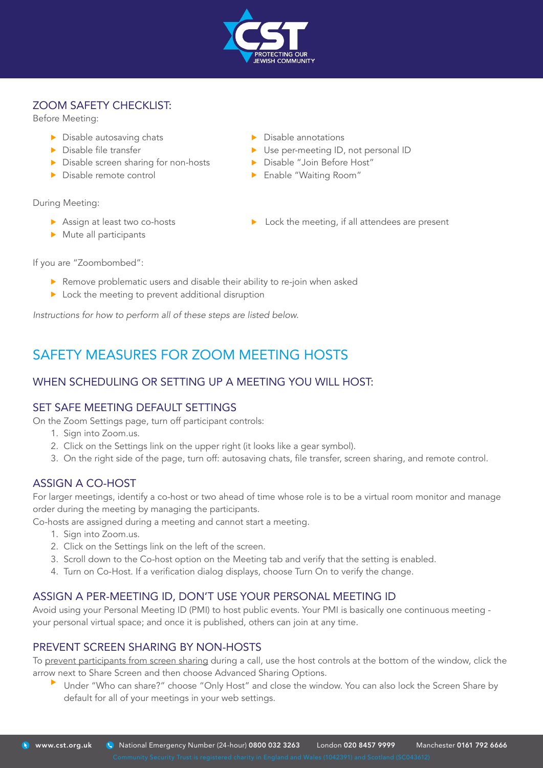## ZOOM SAFETY CHECKLIST:

Before Meeting:

- Disable autosaving chats
- Disable file transfer
- Disable screen sharing for non-hosts
- Disable remote control
- Disable annotations
- Use per-meeting ID, not personal ID
- Disable "Join Before Host"
- Enable "Waiting Room"

During Meeting:

- Assign at least two co-hosts
- Mute all participants
- Lock the meeting, if all attendees are present

If you are "Zoombombed":

- Remove problematic users and disable their ability to re-join when asked
- Lock the meeting to prevent additional disruption

*Instructions for how to perform all of these steps are listed below.*

# SAFETY MEASURES FOR ZOOM MEETING HOSTS

## WHEN SCHEDULING OR SETTING UP A MEETING YOU WILL HOST:

### SET SAFE MEETING DEFAULT SETTINGS

On the Zoom Settings page, turn off participant controls:

1. Sign into Zoom.us.
2. Click on the Settings link on the upper right (it looks like a gear symbol).
3. On the right side of the page, turn off: autosaving chats, file transfer, screen sharing, and remote control.

### ASSIGN A CO-HOST

For larger meetings, identify a co-host or two ahead of time whose role is to be a virtual room monitor and manage order during the meeting by managing the participants.

Co-hosts are assigned during a meeting and cannot start a meeting.

1. Sign into Zoom.us.
2. Click on the Settings link on the left of the screen.
3. Scroll down to the Co-host option on the Meeting tab and verify that the setting is enabled.
4. Turn on Co-Host. If a verification dialog displays, choose Turn On to verify the change.

### ASSIGN A PER-MEETING ID, DON'T USE YOUR PERSONAL MEETING ID

Avoid using your Personal Meeting ID (PMI) to host public events. Your PMI is basically one continuous meeting - your personal virtual space; and once it is published, others can join at any time.

### PREVENT SCREEN SHARING BY NON-HOSTS

To prevent participants from screen sharing during a call, use the host controls at the bottom of the window, click the arrow next to Share Screen and then choose Advanced Sharing Options.

- Under "Who can share?" choose "Only Host" and close the window. You can also lock the Screen Share by default for all of your meetings in your web settings.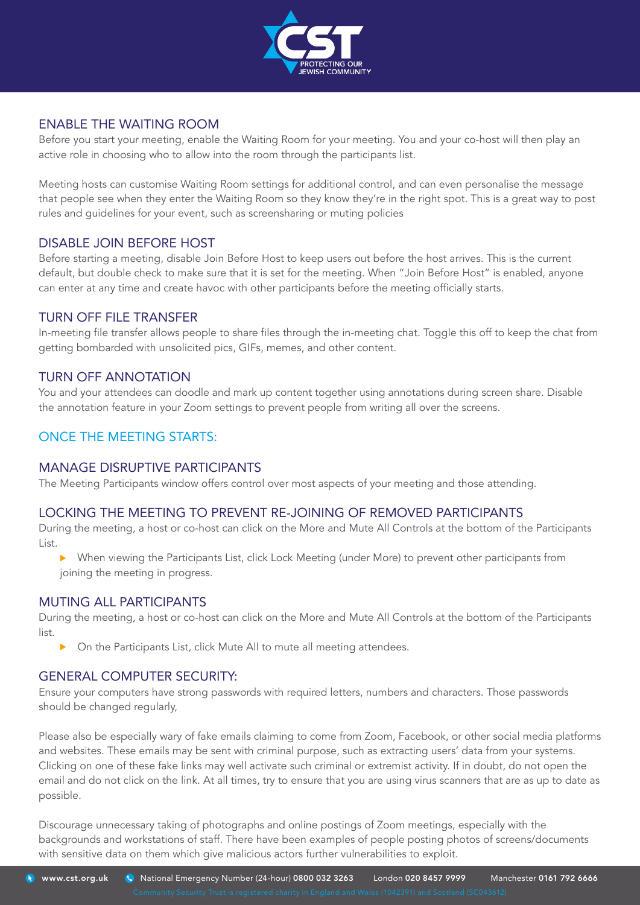## ENABLE THE WAITING ROOM

Before you start your meeting, enable the Waiting Room for your meeting. You and your co-host will then play an active role in choosing who to allow into the room through the participants list.

Meeting hosts can customise Waiting Room settings for additional control, and can even personalise the message that people see when they enter the Waiting Room so they know they're in the right spot. This is a great way to post rules and guidelines for your event, such as screensharing or muting policies

## DISABLE JOIN BEFORE HOST

Before starting a meeting, disable Join Before Host to keep users out before the host arrives. This is the current default, but double check to make sure that it is set for the meeting. When "Join Before Host" is enabled, anyone can enter at any time and create havoc with other participants before the meeting officially starts.

## TURN OFF FILE TRANSFER

In-meeting file transfer allows people to share files through the in-meeting chat. Toggle this off to keep the chat from getting bombarded with unsolicited pics, GIFs, memes, and other content.

## TURN OFF ANNOTATION

You and your attendees can doodle and mark up content together using annotations during screen share. Disable the annotation feature in your Zoom settings to prevent people from writing all over the screens.

## ONCE THE MEETING STARTS:

## MANAGE DISRUPTIVE PARTICIPANTS

The Meeting Participants window offers control over most aspects of your meeting and those attending.

## LOCKING THE MEETING TO PREVENT RE-JOINING OF REMOVED PARTICIPANTS

During the meeting, a host or co-host can click on the More and Mute All Controls at the bottom of the Participants List.

- When viewing the Participants List, click Lock Meeting (under More) to prevent other participants from joining the meeting in progress.

## MUTING ALL PARTICIPANTS

During the meeting, a host or co-host can click on the More and Mute All Controls at the bottom of the Participants list.

- On the Participants List, click Mute All to mute all meeting attendees.

## GENERAL COMPUTER SECURITY:

Ensure your computers have strong passwords with required letters, numbers and characters. Those passwords should be changed regularly,

Please also be especially wary of fake emails claiming to come from Zoom, Facebook, or other social media platforms and websites. These emails may be sent with criminal purpose, such as extracting users' data from your systems. Clicking on one of these fake links may well activate such criminal or extremist activity. If in doubt, do not open the email and do not click on the link. At all times, try to ensure that you are using virus scanners that are as up to date as possible.

Discourage unnecessary taking of photographs and online postings of Zoom meetings, especially with the backgrounds and workstations of staff. There have been examples of people posting photos of screens/documents with sensitive data on them which give malicious actors further vulnerabilities to exploit.